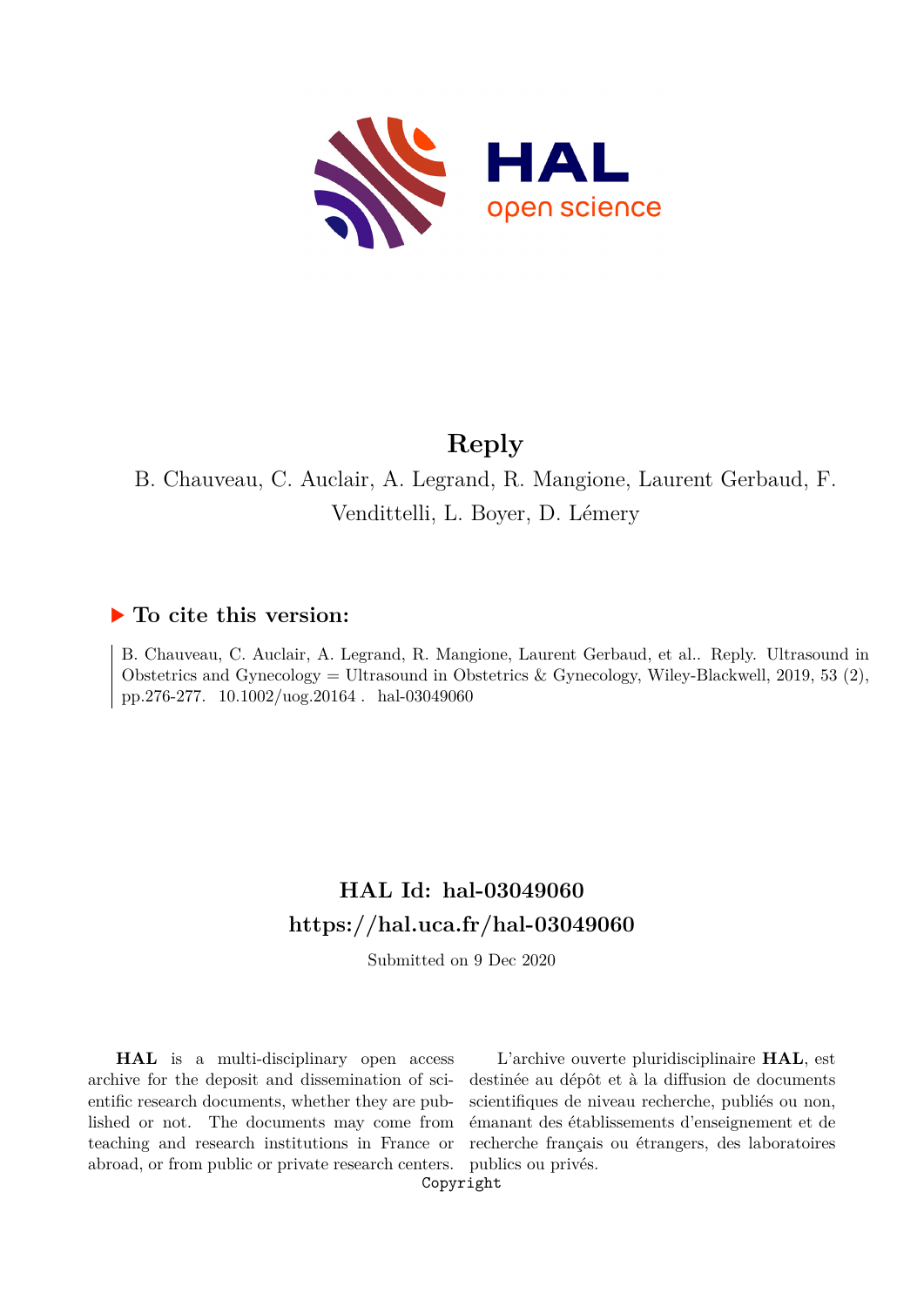# Reply

B. Chauveau, C. Auclair, A. Legrand, R. Mangione, Laurent Gerbaud, F. Vendittelli, L. Boyer, D. Lémery

## ▶ To cite this version:

B. Chauveau, C. Auclair, A. Legrand, R. Mangione, Laurent Gerbaud, et al.. Reply. Ultrasound in Obstetrics and Gynecology = Ultrasound in Obstetrics & Gynecology, Wiley-Blackwell, 2019, 53 (2), pp.276-277. 10.1002/uog.20164 . hal-03049060

## HAL Id: hal-03049060
## https://hal.uca.fr/hal-03049060

Submitted on 9 Dec 2020

**HAL** is a multi-disciplinary open access archive for the deposit and dissemination of scientific research documents, whether they are published or not. The documents may come from teaching and research institutions in France or abroad, or from public or private research centers.

L'archive ouverte pluridisciplinaire **HAL**, est destinée au dépôt et à la diffusion de documents scientifiques de niveau recherche, publiés ou non, émanant des établissements d'enseignement et de recherche français ou étrangers, des laboratoires publics ou privés.

Copyright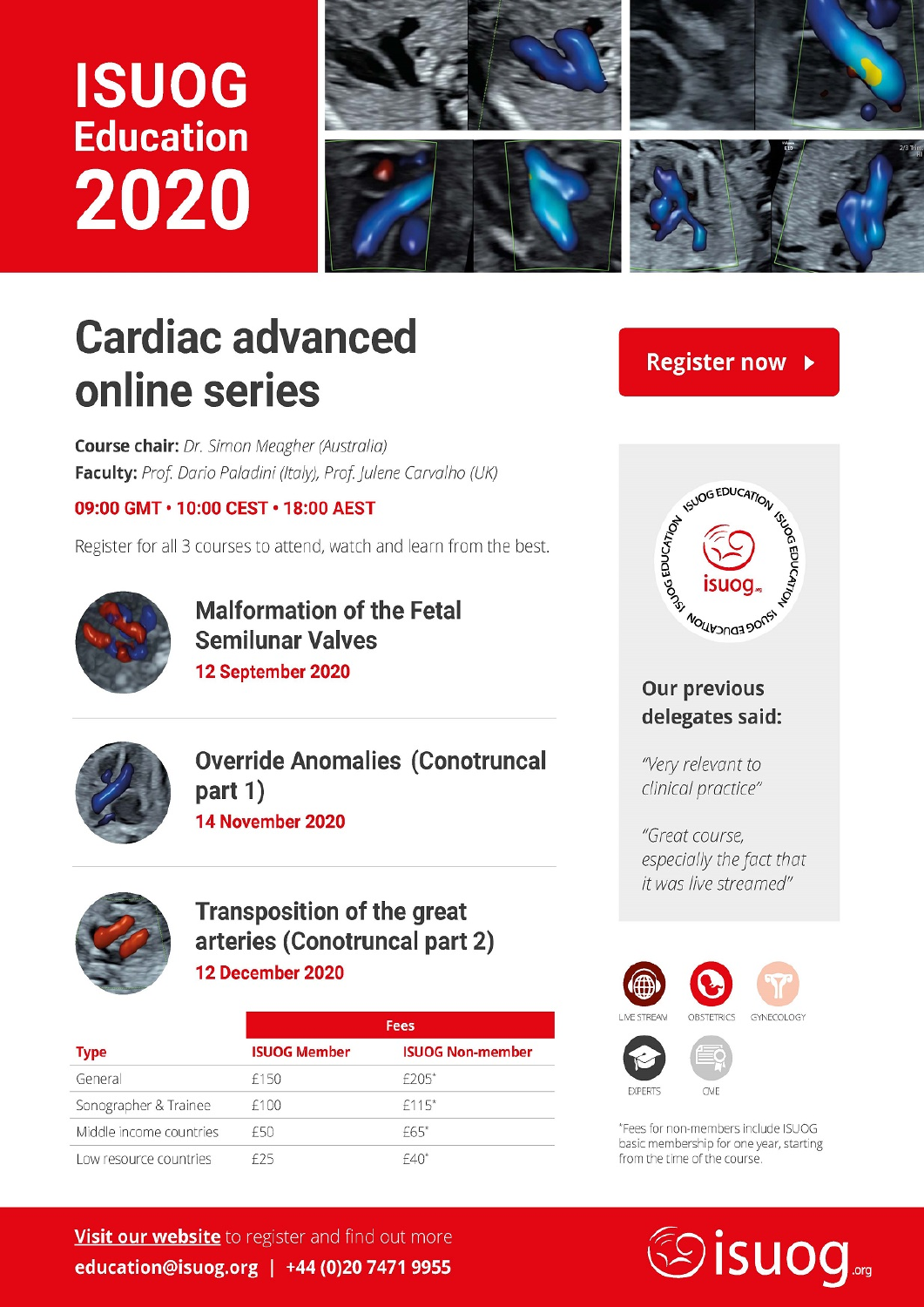# ISUOG Education 2020

## Cardiac advanced online series

**Register now**

**Course chair:** *Dr. Simon Meagher (Australia)*
**Faculty:** *Prof. Dario Paladini (Italy), Prof. Julene Carvalho (UK)*

**09:00 GMT • 10:00 CEST • 18:00 AEST**

Register for all 3 courses to attend, watch and learn from the best.

### Malformation of the Fetal Semilunar Valves
**12 September 2020**

### Override Anomalies (Conotruncal part 1)
**14 November 2020**

### Transposition of the great arteries (Conotruncal part 2)
**12 December 2020**

| Type | Fees | |
|---|---|---|
| | ISUOG Member | ISUOG Non-member |
| General | £150 | £205* |
| Sonographer & Trainee | £100 | £115* |
| Middle income countries | £50 | £65* |
| Low resource countries | £25 | £40* |

ISUOG EDUCATION

**Our previous delegates said:**

*"Very relevant to clinical practice"*

*"Great course, especially the fact that it was live streamed"*

LIVE STREAM · OBSTETRICS · GYNECOLOGY · EXPERTS · CME

*Fees for non-members include ISUOG basic membership for one year, starting from the time of the course.

**Visit our website** to register and find out more
**education@isuog.org | +44 (0)20 7471 9955**

isuog.org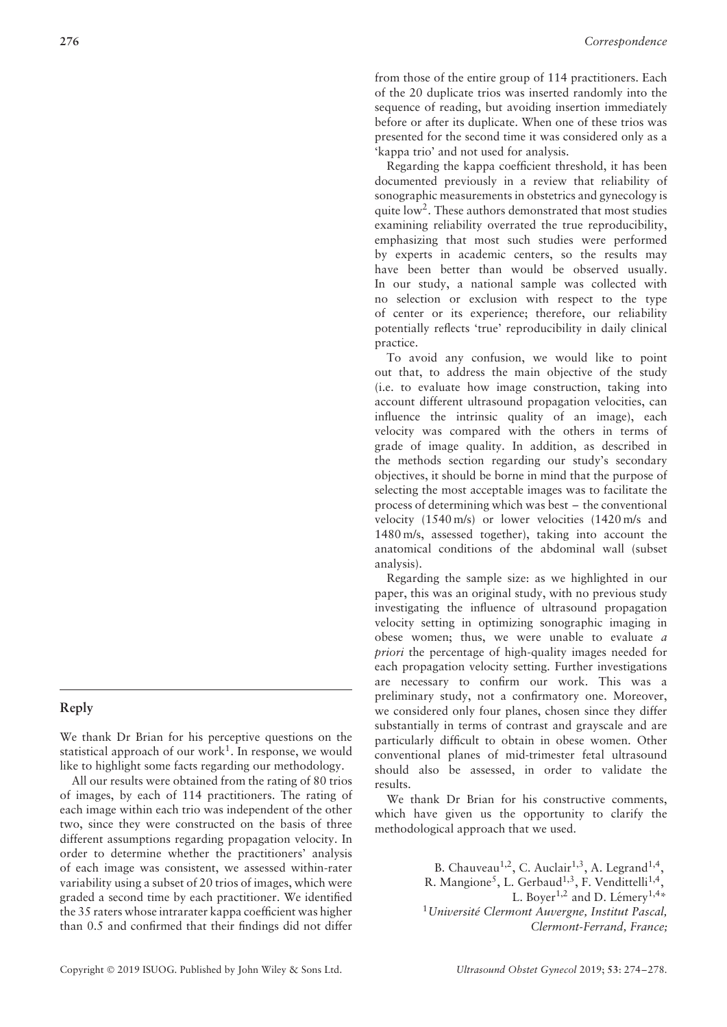## Reply

We thank Dr Brian for his perceptive questions on the statistical approach of our work[1]. In response, we would like to highlight some facts regarding our methodology.

All our results were obtained from the rating of 80 trios of images, by each of 114 practitioners. The rating of each image within each trio was independent of the other two, since they were constructed on the basis of three different assumptions regarding propagation velocity. In order to determine whether the practitioners' analysis of each image was consistent, we assessed within-rater variability using a subset of 20 trios of images, which were graded a second time by each practitioner. We identified the 35 raters whose intrarater kappa coefficient was higher than 0.5 and confirmed that their findings did not differ from those of the entire group of 114 practitioners. Each of the 20 duplicate trios was inserted randomly into the sequence of reading, but avoiding insertion immediately before or after its duplicate. When one of these trios was presented for the second time it was considered only as a 'kappa trio' and not used for analysis.

Regarding the kappa coefficient threshold, it has been documented previously in a review that reliability of sonographic measurements in obstetrics and gynecology is quite low[2]. These authors demonstrated that most studies examining reliability overrated the true reproducibility, emphasizing that most such studies were performed by experts in academic centers, so the results may have been better than would be observed usually. In our study, a national sample was collected with no selection or exclusion with respect to the type of center or its experience; therefore, our reliability potentially reflects 'true' reproducibility in daily clinical practice.

To avoid any confusion, we would like to point out that, to address the main objective of the study (i.e. to evaluate how image construction, taking into account different ultrasound propagation velocities, can influence the intrinsic quality of an image), each velocity was compared with the others in terms of grade of image quality. In addition, as described in the methods section regarding our study's secondary objectives, it should be borne in mind that the purpose of selecting the most acceptable images was to facilitate the process of determining which was best – the conventional velocity (1540 m/s) or lower velocities (1420 m/s and 1480 m/s, assessed together), taking into account the anatomical conditions of the abdominal wall (subset analysis).

Regarding the sample size: as we highlighted in our paper, this was an original study, with no previous study investigating the influence of ultrasound propagation velocity setting in optimizing sonographic imaging in obese women; thus, we were unable to evaluate *a priori* the percentage of high-quality images needed for each propagation velocity setting. Further investigations are necessary to confirm our work. This was a preliminary study, not a confirmatory one. Moreover, we considered only four planes, chosen since they differ substantially in terms of contrast and grayscale and are particularly difficult to obtain in obese women. Other conventional planes of mid-trimester fetal ultrasound should also be assessed, in order to validate the results.

We thank Dr Brian for his constructive comments, which have given us the opportunity to clarify the methodological approach that we used.

B. Chauveau[1,2], C. Auclair[1,3], A. Legrand[1,4], R. Mangione[5], L. Gerbaud[1,3], F. Vendittelli[1,4], L. Boyer[1,2] and D. Lémery[1,4]*

[1]*Université Clermont Auvergne, Institut Pascal, Clermont-Ferrand, France;*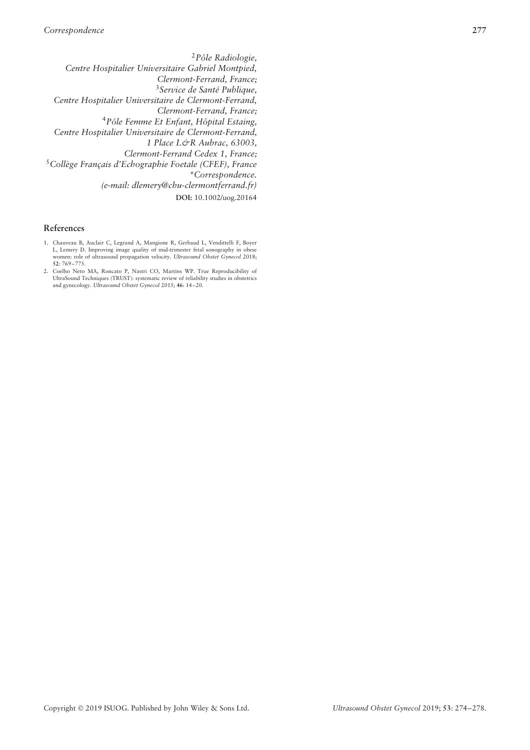[2]*Pôle Radiologie, Centre Hospitalier Universitaire Gabriel Montpied, Clermont-Ferrand, France;*
[3]*Service de Santé Publique, Centre Hospitalier Universitaire de Clermont-Ferrand, Clermont-Ferrand, France;*
[4]*Pôle Femme Et Enfant, Hôpital Estaing, Centre Hospitalier Universitaire de Clermont-Ferrand, 1 Place L&R Aubrac, 63003, Clermont-Ferrand Cedex 1, France;*
[5]*Collège Français d'Echographie Foetale (CFEF), France*
*Correspondence.
*(e-mail: dlemery@chu-clermontferrand.fr)*

**DOI:** 10.1002/uog.20164

## References

1. Chauveau B, Auclair C, Legrand A, Mangione R, Gerbaud L, Vendittelli F, Boyer L, Lemery D. Improving image quality of mid-trimester fetal sonography in obese women: role of ultrasound propagation velocity. *Ultrasound Obstet Gynecol* 2018; **52**: 769–775.
2. Coelho Neto MA, Roncato P, Nastri CO, Martins WP. True Reproducibility of UltraSound Techniques (TRUST): systematic review of reliability studies in obstetrics and gynecology. *Ultrasound Obstet Gynecol* 2015; **46**: 14–20.